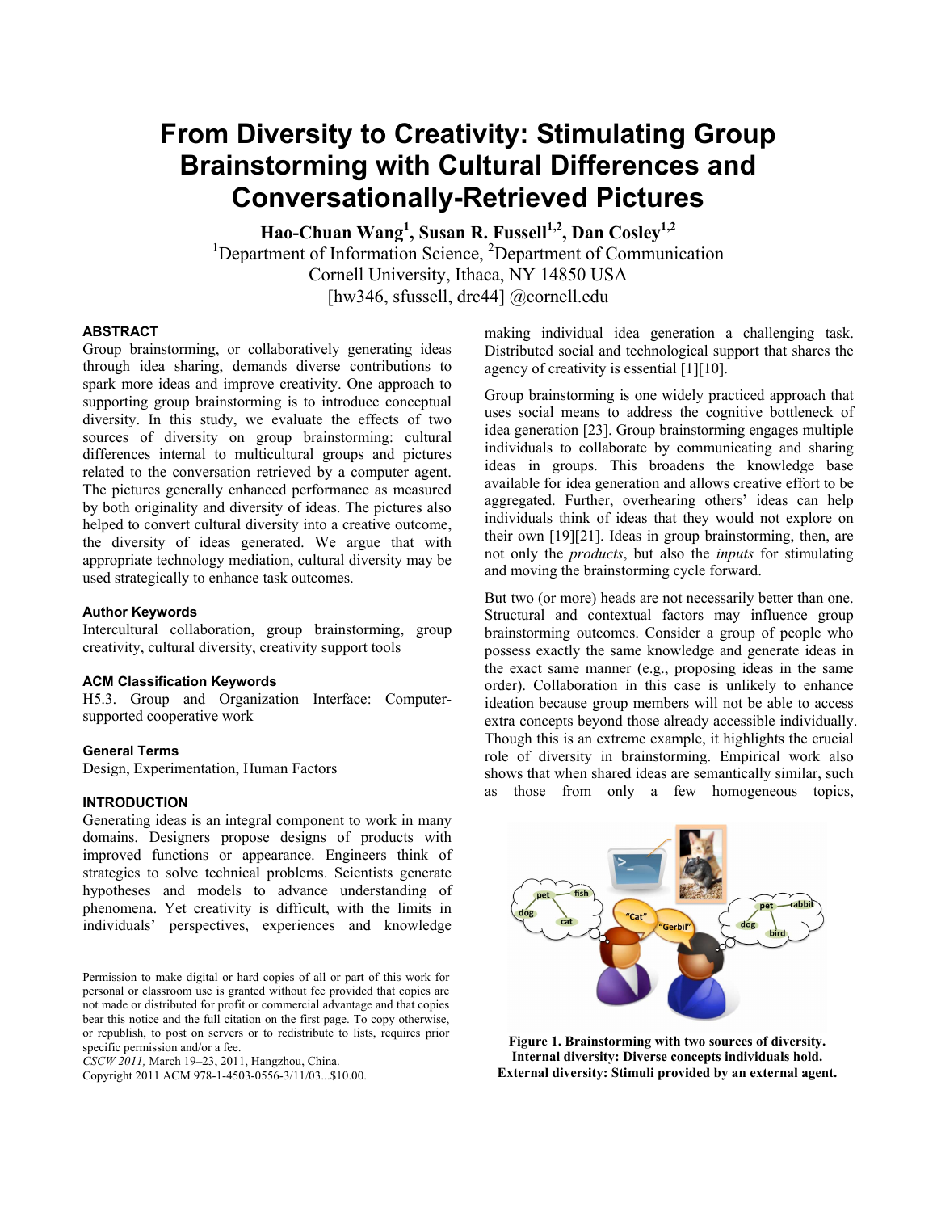# From Diversity to Creativity: Stimulating Group Brainstorming with Cultural Differences and Conversationally-Retrieved Pictures

**Hao-Chuan Wang[1], Susan R. Fussell[1,2], Dan Cosley[1,2]**

[1]Department of Information Science, [2]Department of Communication
Cornell University, Ithaca, NY 14850 USA
[hw346, sfussell, drc44] @cornell.edu

### ABSTRACT

Group brainstorming, or collaboratively generating ideas through idea sharing, demands diverse contributions to spark more ideas and improve creativity. One approach to supporting group brainstorming is to introduce conceptual diversity. In this study, we evaluate the effects of two sources of diversity on group brainstorming: cultural differences internal to multicultural groups and pictures related to the conversation retrieved by a computer agent. The pictures generally enhanced performance as measured by both originality and diversity of ideas. The pictures also helped to convert cultural diversity into a creative outcome, the diversity of ideas generated. We argue that with appropriate technology mediation, cultural diversity may be used strategically to enhance task outcomes.

### Author Keywords

Intercultural collaboration, group brainstorming, group creativity, cultural diversity, creativity support tools

### ACM Classification Keywords

H5.3. Group and Organization Interface: Computer-supported cooperative work

### General Terms

Design, Experimentation, Human Factors

### INTRODUCTION

Generating ideas is an integral component to work in many domains. Designers propose designs of products with improved functions or appearance. Engineers think of strategies to solve technical problems. Scientists generate hypotheses and models to advance understanding of phenomena. Yet creativity is difficult, with the limits in individuals' perspectives, experiences and knowledge making individual idea generation a challenging task. Distributed social and technological support that shares the agency of creativity is essential [1][10].

Group brainstorming is one widely practiced approach that uses social means to address the cognitive bottleneck of idea generation [23]. Group brainstorming engages multiple individuals to collaborate by communicating and sharing ideas in groups. This broadens the knowledge base available for idea generation and allows creative effort to be aggregated. Further, overhearing others' ideas can help individuals think of ideas that they would not explore on their own [19][21]. Ideas in group brainstorming, then, are not only the *products*, but also the *inputs* for stimulating and moving the brainstorming cycle forward.

But two (or more) heads are not necessarily better than one. Structural and contextual factors may influence group brainstorming outcomes. Consider a group of people who possess exactly the same knowledge and generate ideas in the exact same manner (e.g., proposing ideas in the same order). Collaboration in this case is unlikely to enhance ideation because group members will not be able to access extra concepts beyond those already accessible individually. Though this is an extreme example, it highlights the crucial role of diversity in brainstorming. Empirical work also shows that when shared ideas are semantically similar, such as those from only a few homogeneous topics,

**Figure 1. Brainstorming with two sources of diversity. Internal diversity: Diverse concepts individuals hold. External diversity: Stimuli provided by an external agent.**

Permission to make digital or hard copies of all or part of this work for personal or classroom use is granted without fee provided that copies are not made or distributed for profit or commercial advantage and that copies bear this notice and the full citation on the first page. To copy otherwise, or republish, to post on servers or to redistribute to lists, requires prior specific permission and/or a fee.
*CSCW 2011,* March 19–23, 2011, Hangzhou, China.
Copyright 2011 ACM 978-1-4503-0556-3/11/03...$10.00.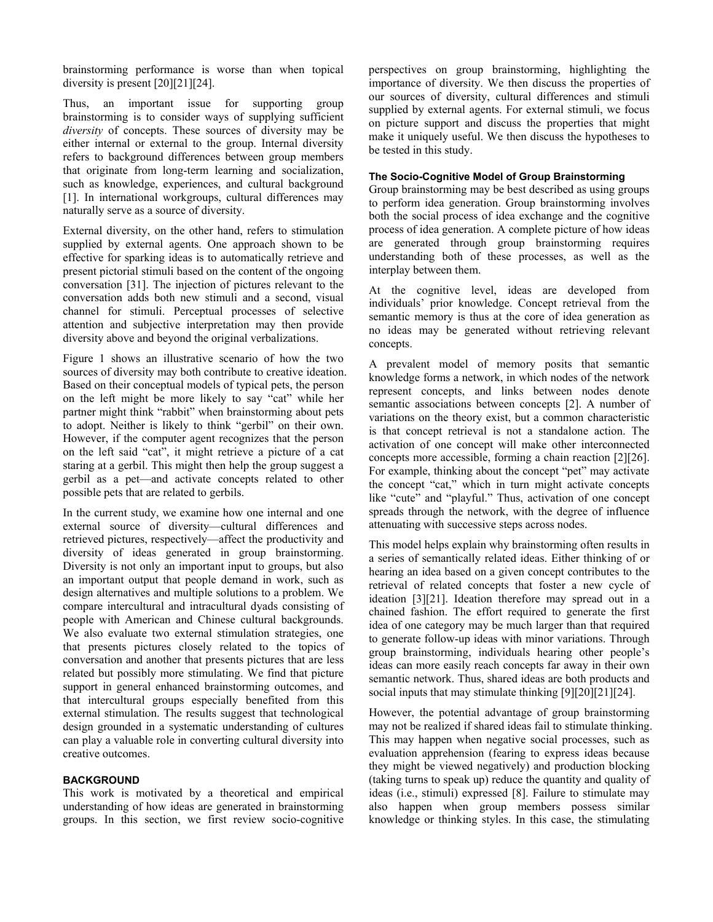brainstorming performance is worse than when topical diversity is present [20][21][24].

Thus, an important issue for supporting group brainstorming is to consider ways of supplying sufficient *diversity* of concepts. These sources of diversity may be either internal or external to the group. Internal diversity refers to background differences between group members that originate from long-term learning and socialization, such as knowledge, experiences, and cultural background [1]. In international workgroups, cultural differences may naturally serve as a source of diversity.

External diversity, on the other hand, refers to stimulation supplied by external agents. One approach shown to be effective for sparking ideas is to automatically retrieve and present pictorial stimuli based on the content of the ongoing conversation [31]. The injection of pictures relevant to the conversation adds both new stimuli and a second, visual channel for stimuli. Perceptual processes of selective attention and subjective interpretation may then provide diversity above and beyond the original verbalizations.

Figure 1 shows an illustrative scenario of how the two sources of diversity may both contribute to creative ideation. Based on their conceptual models of typical pets, the person on the left might be more likely to say "cat" while her partner might think "rabbit" when brainstorming about pets to adopt. Neither is likely to think "gerbil" on their own. However, if the computer agent recognizes that the person on the left said "cat", it might retrieve a picture of a cat staring at a gerbil. This might then help the group suggest a gerbil as a pet—and activate concepts related to other possible pets that are related to gerbils.

In the current study, we examine how one internal and one external source of diversity—cultural differences and retrieved pictures, respectively—affect the productivity and diversity of ideas generated in group brainstorming. Diversity is not only an important input to groups, but also an important output that people demand in work, such as design alternatives and multiple solutions to a problem. We compare intercultural and intracultural dyads consisting of people with American and Chinese cultural backgrounds. We also evaluate two external stimulation strategies, one that presents pictures closely related to the topics of conversation and another that presents pictures that are less related but possibly more stimulating. We find that picture support in general enhanced brainstorming outcomes, and that intercultural groups especially benefited from this external stimulation. The results suggest that technological design grounded in a systematic understanding of cultures can play a valuable role in converting cultural diversity into creative outcomes.

## BACKGROUND

This work is motivated by a theoretical and empirical understanding of how ideas are generated in brainstorming groups. In this section, we first review socio-cognitive perspectives on group brainstorming, highlighting the importance of diversity. We then discuss the properties of our sources of diversity, cultural differences and stimuli supplied by external agents. For external stimuli, we focus on picture support and discuss the properties that might make it uniquely useful. We then discuss the hypotheses to be tested in this study.

### The Socio-Cognitive Model of Group Brainstorming

Group brainstorming may be best described as using groups to perform idea generation. Group brainstorming involves both the social process of idea exchange and the cognitive process of idea generation. A complete picture of how ideas are generated through group brainstorming requires understanding both of these processes, as well as the interplay between them.

At the cognitive level, ideas are developed from individuals' prior knowledge. Concept retrieval from the semantic memory is thus at the core of idea generation as no ideas may be generated without retrieving relevant concepts.

A prevalent model of memory posits that semantic knowledge forms a network, in which nodes of the network represent concepts, and links between nodes denote semantic associations between concepts [2]. A number of variations on the theory exist, but a common characteristic is that concept retrieval is not a standalone action. The activation of one concept will make other interconnected concepts more accessible, forming a chain reaction [2][26]. For example, thinking about the concept "pet" may activate the concept "cat," which in turn might activate concepts like "cute" and "playful." Thus, activation of one concept spreads through the network, with the degree of influence attenuating with successive steps across nodes.

This model helps explain why brainstorming often results in a series of semantically related ideas. Either thinking of or hearing an idea based on a given concept contributes to the retrieval of related concepts that foster a new cycle of ideation [3][21]. Ideation therefore may spread out in a chained fashion. The effort required to generate the first idea of one category may be much larger than that required to generate follow-up ideas with minor variations. Through group brainstorming, individuals hearing other people's ideas can more easily reach concepts far away in their own semantic network. Thus, shared ideas are both products and social inputs that may stimulate thinking [9][20][21][24].

However, the potential advantage of group brainstorming may not be realized if shared ideas fail to stimulate thinking. This may happen when negative social processes, such as evaluation apprehension (fearing to express ideas because they might be viewed negatively) and production blocking (taking turns to speak up) reduce the quantity and quality of ideas (i.e., stimuli) expressed [8]. Failure to stimulate may also happen when group members possess similar knowledge or thinking styles. In this case, the stimulating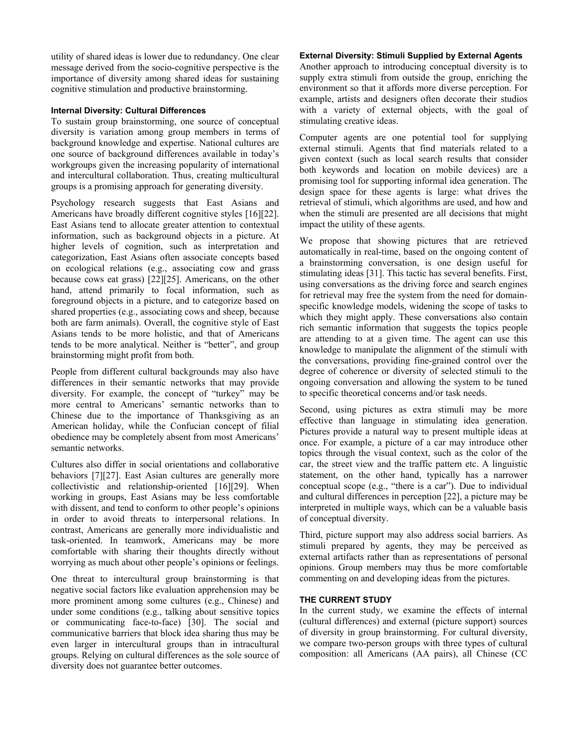utility of shared ideas is lower due to redundancy. One clear message derived from the socio-cognitive perspective is the importance of diversity among shared ideas for sustaining cognitive stimulation and productive brainstorming.

### Internal Diversity: Cultural Differences

To sustain group brainstorming, one source of conceptual diversity is variation among group members in terms of background knowledge and expertise. National cultures are one source of background differences available in today's workgroups given the increasing popularity of international and intercultural collaboration. Thus, creating multicultural groups is a promising approach for generating diversity.

Psychology research suggests that East Asians and Americans have broadly different cognitive styles [16][22]. East Asians tend to allocate greater attention to contextual information, such as background objects in a picture. At higher levels of cognition, such as interpretation and categorization, East Asians often associate concepts based on ecological relations (e.g., associating cow and grass because cows eat grass) [22][25]. Americans, on the other hand, attend primarily to focal information, such as foreground objects in a picture, and to categorize based on shared properties (e.g., associating cows and sheep, because both are farm animals). Overall, the cognitive style of East Asians tends to be more holistic, and that of Americans tends to be more analytical. Neither is "better", and group brainstorming might profit from both.

People from different cultural backgrounds may also have differences in their semantic networks that may provide diversity. For example, the concept of "turkey" may be more central to Americans' semantic networks than to Chinese due to the importance of Thanksgiving as an American holiday, while the Confucian concept of filial obedience may be completely absent from most Americans' semantic networks.

Cultures also differ in social orientations and collaborative behaviors [7][27]. East Asian cultures are generally more collectivistic and relationship-oriented [16][29]. When working in groups, East Asians may be less comfortable with dissent, and tend to conform to other people's opinions in order to avoid threats to interpersonal relations. In contrast, Americans are generally more individualistic and task-oriented. In teamwork, Americans may be more comfortable with sharing their thoughts directly without worrying as much about other people's opinions or feelings.

One threat to intercultural group brainstorming is that negative social factors like evaluation apprehension may be more prominent among some cultures (e.g., Chinese) and under some conditions (e.g., talking about sensitive topics or communicating face-to-face) [30]. The social and communicative barriers that block idea sharing thus may be even larger in intercultural groups than in intracultural groups. Relying on cultural differences as the sole source of diversity does not guarantee better outcomes.

### External Diversity: Stimuli Supplied by External Agents

Another approach to introducing conceptual diversity is to supply extra stimuli from outside the group, enriching the environment so that it affords more diverse perception. For example, artists and designers often decorate their studios with a variety of external objects, with the goal of stimulating creative ideas.

Computer agents are one potential tool for supplying external stimuli. Agents that find materials related to a given context (such as local search results that consider both keywords and location on mobile devices) are a promising tool for supporting informal idea generation. The design space for these agents is large: what drives the retrieval of stimuli, which algorithms are used, and how and when the stimuli are presented are all decisions that might impact the utility of these agents.

We propose that showing pictures that are retrieved automatically in real-time, based on the ongoing content of a brainstorming conversation, is one design useful for stimulating ideas [31]. This tactic has several benefits. First, using conversations as the driving force and search engines for retrieval may free the system from the need for domain-specific knowledge models, widening the scope of tasks to which they might apply. These conversations also contain rich semantic information that suggests the topics people are attending to at a given time. The agent can use this knowledge to manipulate the alignment of the stimuli with the conversations, providing fine-grained control over the degree of coherence or diversity of selected stimuli to the ongoing conversation and allowing the system to be tuned to specific theoretical concerns and/or task needs.

Second, using pictures as extra stimuli may be more effective than language in stimulating idea generation. Pictures provide a natural way to present multiple ideas at once. For example, a picture of a car may introduce other topics through the visual context, such as the color of the car, the street view and the traffic pattern etc. A linguistic statement, on the other hand, typically has a narrower conceptual scope (e.g., "there is a car"). Due to individual and cultural differences in perception [22], a picture may be interpreted in multiple ways, which can be a valuable basis of conceptual diversity.

Third, picture support may also address social barriers. As stimuli prepared by agents, they may be perceived as external artifacts rather than as representations of personal opinions. Group members may thus be more comfortable commenting on and developing ideas from the pictures.

## THE CURRENT STUDY

In the current study, we examine the effects of internal (cultural differences) and external (picture support) sources of diversity in group brainstorming. For cultural diversity, we compare two-person groups with three types of cultural composition: all Americans (AA pairs), all Chinese (CC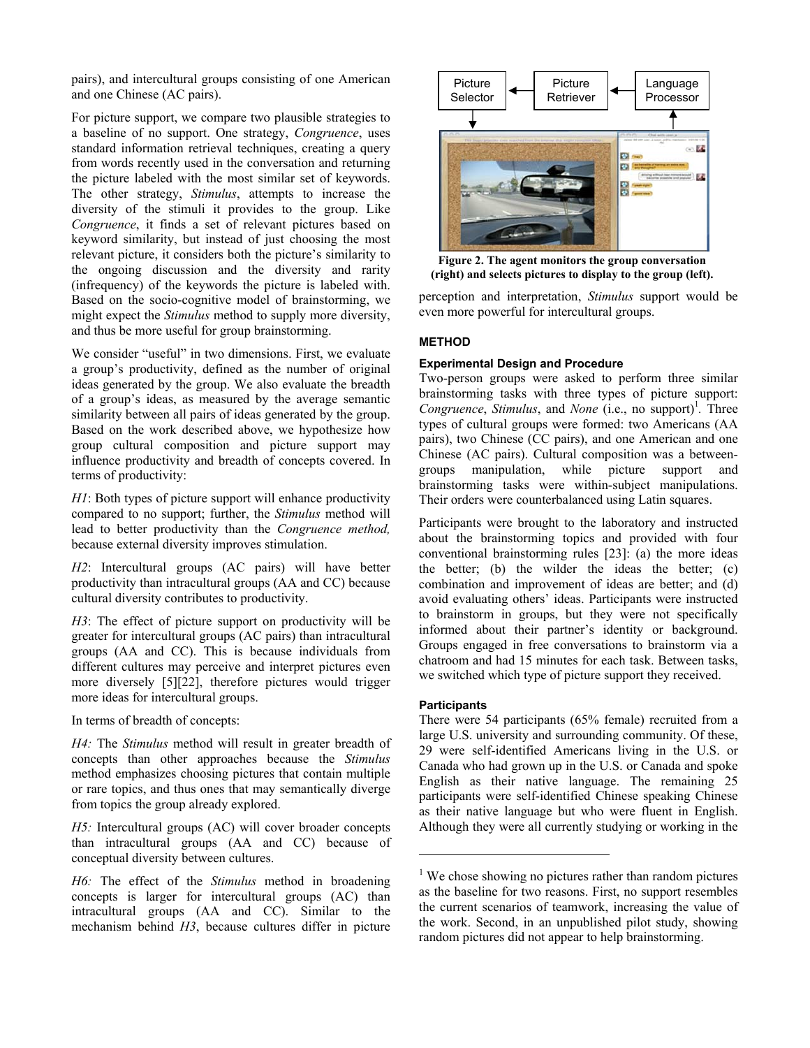pairs), and intercultural groups consisting of one American and one Chinese (AC pairs).

For picture support, we compare two plausible strategies to a baseline of no support. One strategy, *Congruence*, uses standard information retrieval techniques, creating a query from words recently used in the conversation and returning the picture labeled with the most similar set of keywords. The other strategy, *Stimulus*, attempts to increase the diversity of the stimuli it provides to the group. Like *Congruence*, it finds a set of relevant pictures based on keyword similarity, but instead of just choosing the most relevant picture, it considers both the picture's similarity to the ongoing discussion and the diversity and rarity (infrequency) of the keywords the picture is labeled with. Based on the socio-cognitive model of brainstorming, we might expect the *Stimulus* method to supply more diversity, and thus be more useful for group brainstorming.

We consider "useful" in two dimensions. First, we evaluate a group's productivity, defined as the number of original ideas generated by the group. We also evaluate the breadth of a group's ideas, as measured by the average semantic similarity between all pairs of ideas generated by the group. Based on the work described above, we hypothesize how group cultural composition and picture support may influence productivity and breadth of concepts covered. In terms of productivity:

*H1*: Both types of picture support will enhance productivity compared to no support; further, the *Stimulus* method will lead to better productivity than the *Congruence method,* because external diversity improves stimulation.

*H2*: Intercultural groups (AC pairs) will have better productivity than intracultural groups (AA and CC) because cultural diversity contributes to productivity.

*H3*: The effect of picture support on productivity will be greater for intercultural groups (AC pairs) than intracultural groups (AA and CC). This is because individuals from different cultures may perceive and interpret pictures even more diversely [5][22], therefore pictures would trigger more ideas for intercultural groups.

In terms of breadth of concepts:

*H4:* The *Stimulus* method will result in greater breadth of concepts than other approaches because the *Stimulus* method emphasizes choosing pictures that contain multiple or rare topics, and thus ones that may semantically diverge from topics the group already explored.

*H5:* Intercultural groups (AC) will cover broader concepts than intracultural groups (AA and CC) because of conceptual diversity between cultures.

*H6:* The effect of the *Stimulus* method in broadening concepts is larger for intercultural groups (AC) than intracultural groups (AA and CC). Similar to the mechanism behind *H3*, because cultures differ in picture perception and interpretation, *Stimulus* support would be even more powerful for intercultural groups.

Picture Selector ← Picture Retriever ← Language Processor

**Figure 2. The agent monitors the group conversation (right) and selects pictures to display to the group (left).**

## METHOD

### Experimental Design and Procedure

Two-person groups were asked to perform three similar brainstorming tasks with three types of picture support: *Congruence*, *Stimulus*, and *None* (i.e., no support)[1]. Three types of cultural groups were formed: two Americans (AA pairs), two Chinese (CC pairs), and one American and one Chinese (AC pairs). Cultural composition was a between-groups manipulation, while picture support and brainstorming tasks were within-subject manipulations. Their orders were counterbalanced using Latin squares.

Participants were brought to the laboratory and instructed about the brainstorming topics and provided with four conventional brainstorming rules [23]: (a) the more ideas the better; (b) the wilder the ideas the better; (c) combination and improvement of ideas are better; and (d) avoid evaluating others' ideas. Participants were instructed to brainstorm in groups, but they were not specifically informed about their partner's identity or background. Groups engaged in free conversations to brainstorm via a chatroom and had 15 minutes for each task. Between tasks, we switched which type of picture support they received.

### Participants

There were 54 participants (65% female) recruited from a large U.S. university and surrounding community. Of these, 29 were self-identified Americans living in the U.S. or Canada who had grown up in the U.S. or Canada and spoke English as their native language. The remaining 25 participants were self-identified Chinese speaking Chinese as their native language but who were fluent in English. Although they were all currently studying or working in the

[1] We chose showing no pictures rather than random pictures as the baseline for two reasons. First, no support resembles the current scenarios of teamwork, increasing the value of the work. Second, in an unpublished pilot study, showing random pictures did not appear to help brainstorming.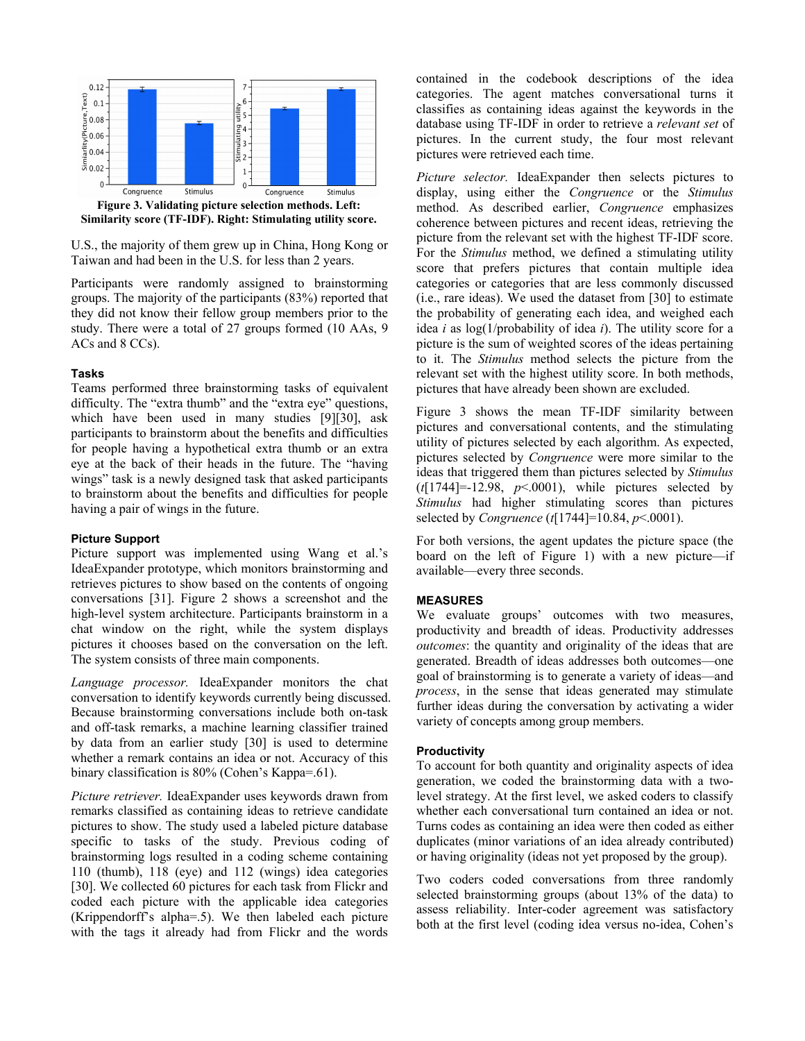Figure 3. Validating picture selection methods. Left: Similarity score (TF-IDF). Right: Stimulating utility score.

U.S., the majority of them grew up in China, Hong Kong or Taiwan and had been in the U.S. for less than 2 years.

Participants were randomly assigned to brainstorming groups. The majority of the participants (83%) reported that they did not know their fellow group members prior to the study. There were a total of 27 groups formed (10 AAs, 9 ACs and 8 CCs).

### Tasks

Teams performed three brainstorming tasks of equivalent difficulty. The "extra thumb" and the "extra eye" questions, which have been used in many studies [9][30], ask participants to brainstorm about the benefits and difficulties for people having a hypothetical extra thumb or an extra eye at the back of their heads in the future. The "having wings" task is a newly designed task that asked participants to brainstorm about the benefits and difficulties for people having a pair of wings in the future.

### Picture Support

Picture support was implemented using Wang et al.'s IdeaExpander prototype, which monitors brainstorming and retrieves pictures to show based on the contents of ongoing conversations [31]. Figure 2 shows a screenshot and the high-level system architecture. Participants brainstorm in a chat window on the right, while the system displays pictures it chooses based on the conversation on the left. The system consists of three main components.

*Language processor.* IdeaExpander monitors the chat conversation to identify keywords currently being discussed. Because brainstorming conversations include both on-task and off-task remarks, a machine learning classifier trained by data from an earlier study [30] is used to determine whether a remark contains an idea or not. Accuracy of this binary classification is 80% (Cohen's Kappa=.61).

*Picture retriever.* IdeaExpander uses keywords drawn from remarks classified as containing ideas to retrieve candidate pictures to show. The study used a labeled picture database specific to tasks of the study. Previous coding of brainstorming logs resulted in a coding scheme containing 110 (thumb), 118 (eye) and 112 (wings) idea categories [30]. We collected 60 pictures for each task from Flickr and coded each picture with the applicable idea categories (Krippendorff's alpha=.5). We then labeled each picture with the tags it already had from Flickr and the words contained in the codebook descriptions of the idea categories. The agent matches conversational turns it classifies as containing ideas against the keywords in the database using TF-IDF in order to retrieve a *relevant set* of pictures. In the current study, the four most relevant pictures were retrieved each time.

*Picture selector.* IdeaExpander then selects pictures to display, using either the *Congruence* or the *Stimulus* method. As described earlier, *Congruence* emphasizes coherence between pictures and recent ideas, retrieving the picture from the relevant set with the highest TF-IDF score. For the *Stimulus* method, we defined a stimulating utility score that prefers pictures that contain multiple idea categories or categories that are less commonly discussed (i.e., rare ideas). We used the dataset from [30] to estimate the probability of generating each idea, and weighed each idea $i$ as log(1/probability of idea $i$). The utility score for a picture is the sum of weighted scores of the ideas pertaining to it. The *Stimulus* method selects the picture from the relevant set with the highest utility score. In both methods, pictures that have already been shown are excluded.

Figure 3 shows the mean TF-IDF similarity between pictures and conversational contents, and the stimulating utility of pictures selected by each algorithm. As expected, pictures selected by *Congruence* were more similar to the ideas that triggered them than pictures selected by *Stimulus* ($t$[1744]=-12.98, $p$<.0001), while pictures selected by *Stimulus* had higher stimulating scores than pictures selected by *Congruence* ($t$[1744]=10.84, $p$<.0001).

For both versions, the agent updates the picture space (the board on the left of Figure 1) with a new picture—if available—every three seconds.

## MEASURES

We evaluate groups' outcomes with two measures, productivity and breadth of ideas. Productivity addresses *outcomes*: the quantity and originality of the ideas that are generated. Breadth of ideas addresses both outcomes—one goal of brainstorming is to generate a variety of ideas—and *process*, in the sense that ideas generated may stimulate further ideas during the conversation by activating a wider variety of concepts among group members.

### Productivity

To account for both quantity and originality aspects of idea generation, we coded the brainstorming data with a two-level strategy. At the first level, we asked coders to classify whether each conversational turn contained an idea or not. Turns codes as containing an idea were then coded as either duplicates (minor variations of an idea already contributed) or having originality (ideas not yet proposed by the group).

Two coders coded conversations from three randomly selected brainstorming groups (about 13% of the data) to assess reliability. Inter-coder agreement was satisfactory both at the first level (coding idea versus no-idea, Cohen's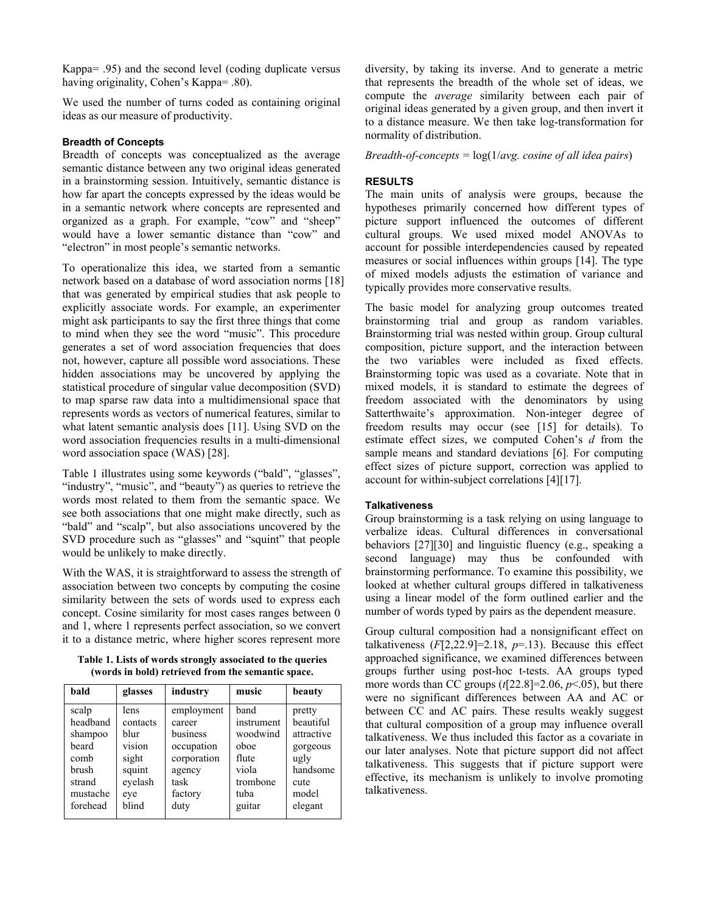Kappa= .95) and the second level (coding duplicate versus having originality, Cohen's Kappa= .80).

We used the number of turns coded as containing original ideas as our measure of productivity.

### Breadth of Concepts

Breadth of concepts was conceptualized as the average semantic distance between any two original ideas generated in a brainstorming session. Intuitively, semantic distance is how far apart the concepts expressed by the ideas would be in a semantic network where concepts are represented and organized as a graph. For example, "cow" and "sheep" would have a lower semantic distance than "cow" and "electron" in most people's semantic networks.

To operationalize this idea, we started from a semantic network based on a database of word association norms [18] that was generated by empirical studies that ask people to explicitly associate words. For example, an experimenter might ask participants to say the first three things that come to mind when they see the word "music". This procedure generates a set of word association frequencies that does not, however, capture all possible word associations. These hidden associations may be uncovered by applying the statistical procedure of singular value decomposition (SVD) to map sparse raw data into a multidimensional space that represents words as vectors of numerical features, similar to what latent semantic analysis does [11]. Using SVD on the word association frequencies results in a multi-dimensional word association space (WAS) [28].

Table 1 illustrates using some keywords ("bald", "glasses", "industry", "music", and "beauty") as queries to retrieve the words most related to them from the semantic space. We see both associations that one might make directly, such as "bald" and "scalp", but also associations uncovered by the SVD procedure such as "glasses" and "squint" that people would be unlikely to make directly.

With the WAS, it is straightforward to assess the strength of association between two concepts by computing the cosine similarity between the sets of words used to express each concept. Cosine similarity for most cases ranges between 0 and 1, where 1 represents perfect association, so we convert it to a distance metric, where higher scores represent more diversity, by taking its inverse. And to generate a metric that represents the breadth of the whole set of ideas, we compute the *average* similarity between each pair of original ideas generated by a given group, and then invert it to a distance measure. We then take log-transformation for normality of distribution.

**Table 1. Lists of words strongly associated to the queries (words in bold) retrieved from the semantic space.**

| **bald** | **glasses** | **industry** | **music** | **beauty** |
|---|---|---|---|---|
| scalp | lens | employment | band | pretty |
| headband | contacts | career | instrument | beautiful |
| shampoo | blur | business | woodwind | attractive |
| beard | vision | occupation | oboe | gorgeous |
| comb | sight | corporation | flute | ugly |
| brush | squint | agency | viola | handsome |
| strand | eyelash | task | trombone | cute |
| mustache | eye | factory | tuba | model |
| forehead | blind | duty | guitar | elegant |

*Breadth-of-concepts* = log(1/*avg. cosine of all idea pairs*)

## RESULTS

The main units of analysis were groups, because the hypotheses primarily concerned how different types of picture support influenced the outcomes of different cultural groups. We used mixed model ANOVAs to account for possible interdependencies caused by repeated measures or social influences within groups [14]. The type of mixed models adjusts the estimation of variance and typically provides more conservative results.

The basic model for analyzing group outcomes treated brainstorming trial and group as random variables. Brainstorming trial was nested within group. Group cultural composition, picture support, and the interaction between the two variables were included as fixed effects. Brainstorming topic was used as a covariate. Note that in mixed models, it is standard to estimate the degrees of freedom associated with the denominators by using Satterthwaite's approximation. Non-integer degree of freedom results may occur (see [15] for details). To estimate effect sizes, we computed Cohen's $d$ from the sample means and standard deviations [6]. For computing effect sizes of picture support, correction was applied to account for within-subject correlations [4][17].

### Talkativeness

Group brainstorming is a task relying on using language to verbalize ideas. Cultural differences in conversational behaviors [27][30] and linguistic fluency (e.g., speaking a second language) may thus be confounded with brainstorming performance. To examine this possibility, we looked at whether cultural groups differed in talkativeness using a linear model of the form outlined earlier and the number of words typed by pairs as the dependent measure.

Group cultural composition had a nonsignificant effect on talkativeness ($F[2,22.9]=2.18$, $p=.13$). Because this effect approached significance, we examined differences between groups further using post-hoc t-tests. AA groups typed more words than CC groups ($t[22.8]=2.06$, $p<.05$), but there were no significant differences between AA and AC or between CC and AC pairs. These results weakly suggest that cultural composition of a group may influence overall talkativeness. We thus included this factor as a covariate in our later analyses. Note that picture support did not affect talkativeness. This suggests that if picture support were effective, its mechanism is unlikely to involve promoting talkativeness.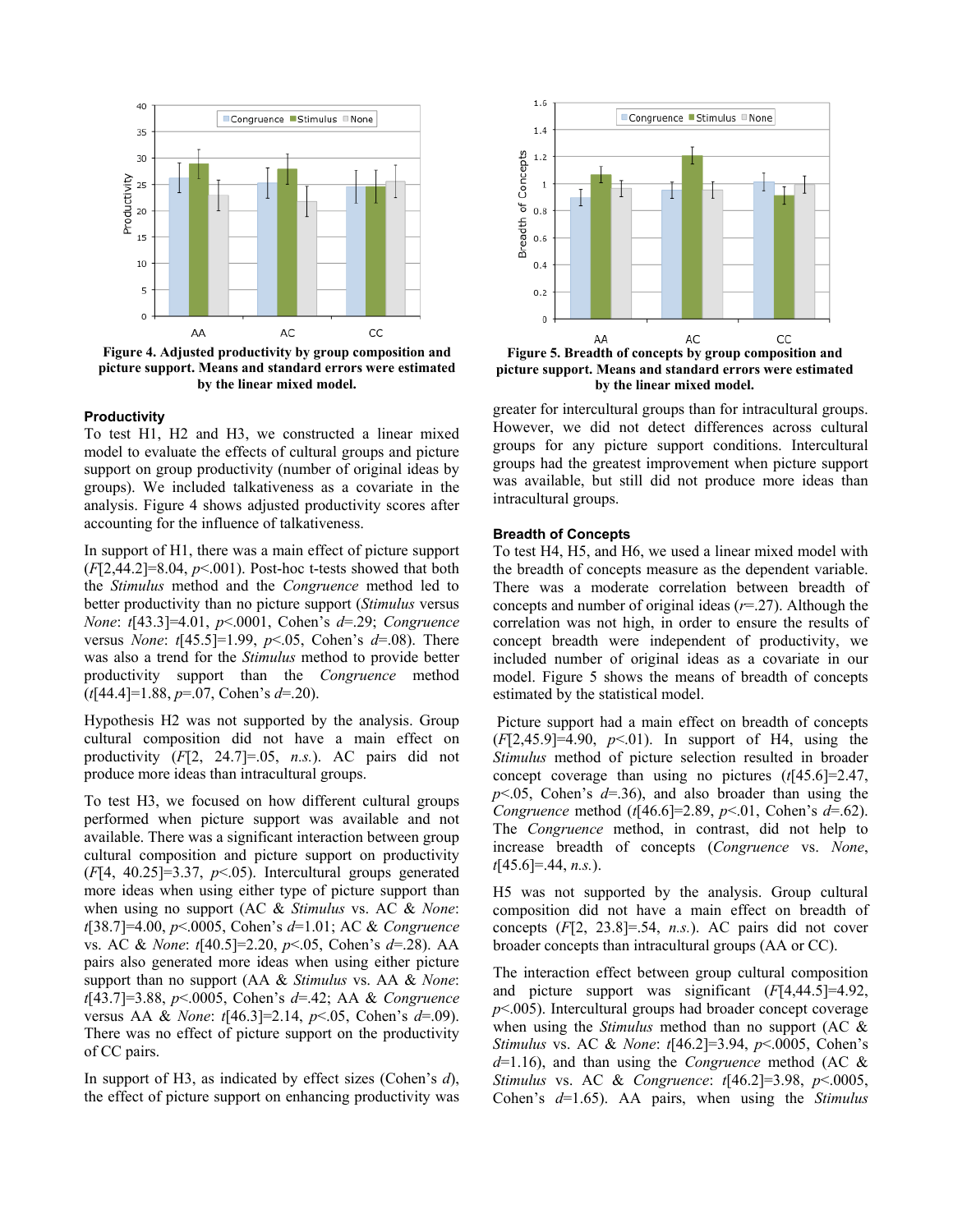**Figure 4. Adjusted productivity by group composition and picture support. Means and standard errors were estimated by the linear mixed model.**

**Figure 5. Breadth of concepts by group composition and picture support. Means and standard errors were estimated by the linear mixed model.**

### Productivity

To test H1, H2 and H3, we constructed a linear mixed model to evaluate the effects of cultural groups and picture support on group productivity (number of original ideas by groups). We included talkativeness as a covariate in the analysis. Figure 4 shows adjusted productivity scores after accounting for the influence of talkativeness.

In support of H1, there was a main effect of picture support ($F$[2,44.2]=8.04, $p$<.001). Post-hoc t-tests showed that both the *Stimulus* method and the *Congruence* method led to better productivity than no picture support (*Stimulus* versus *None*: $t$[43.3]=4.01, $p$<.0001, Cohen's $d$=.29; *Congruence* versus *None*: $t$[45.5]=1.99, $p$<.05, Cohen's $d$=.08). There was also a trend for the *Stimulus* method to provide better productivity support than the *Congruence* method ($t$[44.4]=1.88, $p$=.07, Cohen's $d$=.20).

Hypothesis H2 was not supported by the analysis. Group cultural composition did not have a main effect on productivity ($F$[2, 24.7]=.05, *n.s.*). AC pairs did not produce more ideas than intracultural groups.

To test H3, we focused on how different cultural groups performed when picture support was available and not available. There was a significant interaction between group cultural composition and picture support on productivity ($F$[4, 40.25]=3.37, $p$<.05). Intercultural groups generated more ideas when using either type of picture support than when using no support (AC & *Stimulus* vs. AC & *None*: $t$[38.7]=4.00, $p$<.0005, Cohen's $d$=1.01; AC & *Congruence* vs. AC & *None*: $t$[40.5]=2.20, $p$<.05, Cohen's $d$=.28). AA pairs also generated more ideas when using either picture support than no support (AA & *Stimulus* vs. AA & *None*: $t$[43.7]=3.88, $p$<.0005, Cohen's $d$=.42; AA & *Congruence* versus AA & *None*: $t$[46.3]=2.14, $p$<.05, Cohen's $d$=.09). There was no effect of picture support on the productivity of CC pairs.

In support of H3, as indicated by effect sizes (Cohen's $d$), the effect of picture support on enhancing productivity was greater for intercultural groups than for intracultural groups. However, we did not detect differences across cultural groups for any picture support conditions. Intercultural groups had the greatest improvement when picture support was available, but still did not produce more ideas than intracultural groups.

### Breadth of Concepts

To test H4, H5, and H6, we used a linear mixed model with the breadth of concepts measure as the dependent variable. There was a moderate correlation between breadth of concepts and number of original ideas ($r$=.27). Although the correlation was not high, in order to ensure the results of concept breadth were independent of productivity, we included number of original ideas as a covariate in our model. Figure 5 shows the means of breadth of concepts estimated by the statistical model.

Picture support had a main effect on breadth of concepts ($F$[2,45.9]=4.90, $p$<.01). In support of H4, using the *Stimulus* method of picture selection resulted in broader concept coverage than using no pictures ($t$[45.6]=2.47, $p$<.05, Cohen's $d$=.36), and also broader than using the *Congruence* method ($t$[46.6]=2.89, $p$<.01, Cohen's $d$=.62). The *Congruence* method, in contrast, did not help to increase breadth of concepts (*Congruence* vs. *None*, $t$[45.6]=.44, *n.s.*).

H5 was not supported by the analysis. Group cultural composition did not have a main effect on breadth of concepts ($F$[2, 23.8]=.54, *n.s.*). AC pairs did not cover broader concepts than intracultural groups (AA or CC).

The interaction effect between group cultural composition and picture support was significant ($F$[4,44.5]=4.92, $p$<.005). Intercultural groups had broader concept coverage when using the *Stimulus* method than no support (AC & *Stimulus* vs. AC & *None*: $t$[46.2]=3.94, $p$<.0005, Cohen's $d$=1.16), and than using the *Congruence* method (AC & *Stimulus* vs. AC & *Congruence*: $t$[46.2]=3.98, $p$<.0005, Cohen's $d$=1.65). AA pairs, when using the *Stimulus*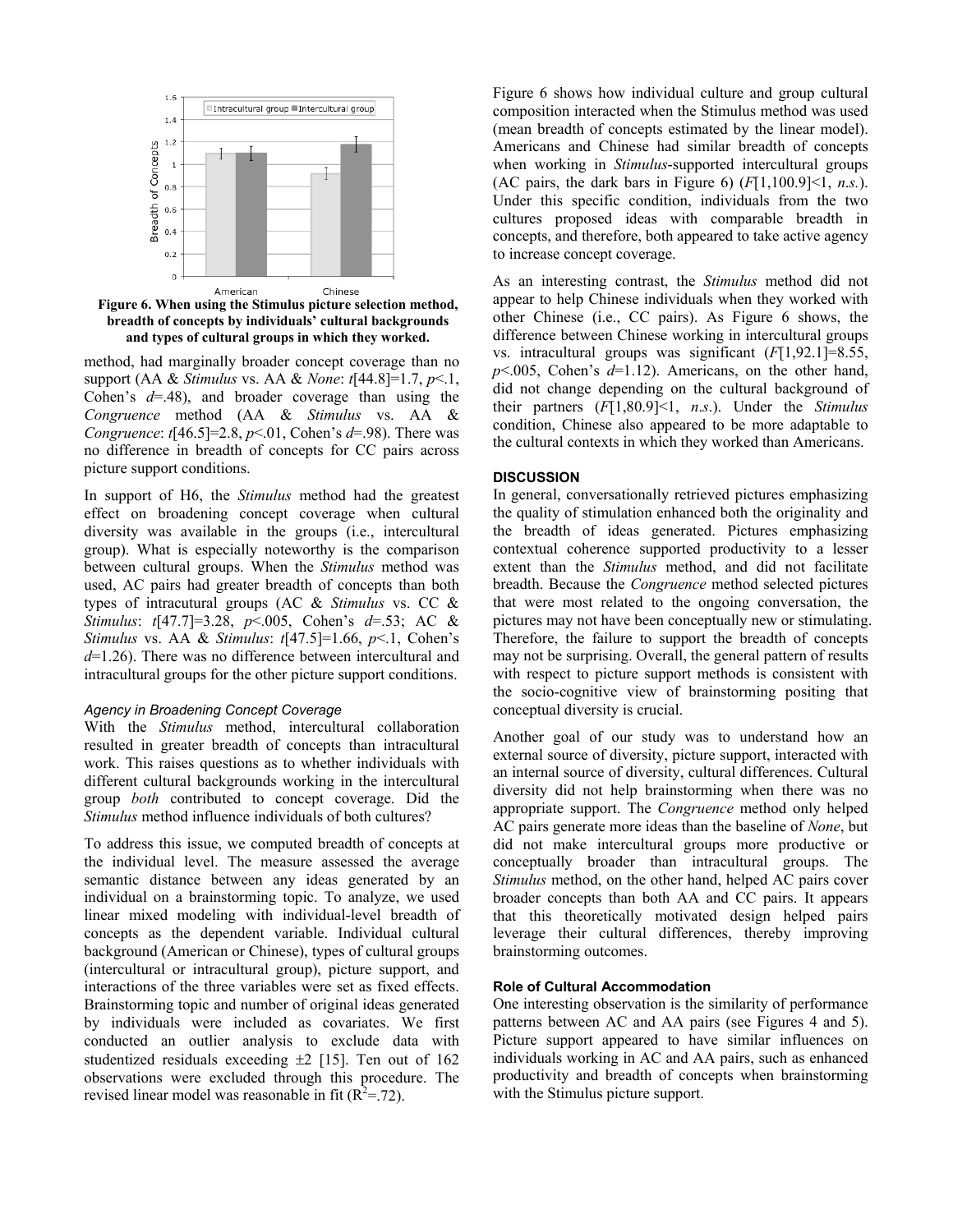Figure 6. When using the Stimulus picture selection method, breadth of concepts by individuals' cultural backgrounds and types of cultural groups in which they worked.

method, had marginally broader concept coverage than no support (AA & *Stimulus* vs. AA & *None*: $t[44.8]=1.7$, $p<.1$, Cohen's $d=.48$), and broader coverage than using the *Congruence* method (AA & *Stimulus* vs. AA & *Congruence*: $t[46.5]=2.8$, $p<.01$, Cohen's $d=.98$). There was no difference in breadth of concepts for CC pairs across picture support conditions.

In support of H6, the *Stimulus* method had the greatest effect on broadening concept coverage when cultural diversity was available in the groups (i.e., intercultural group). What is especially noteworthy is the comparison between cultural groups. When the *Stimulus* method was used, AC pairs had greater breadth of concepts than both types of intracutural groups (AC & *Stimulus* vs. CC & *Stimulus*: $t[47.7]=3.28$, $p<.005$, Cohen's $d=.53$; AC & *Stimulus* vs. AA & *Stimulus*: $t[47.5]=1.66$, $p<.1$, Cohen's $d=1.26$). There was no difference between intercultural and intracultural groups for the other picture support conditions.

### *Agency in Broadening Concept Coverage*

With the *Stimulus* method, intercultural collaboration resulted in greater breadth of concepts than intracultural work. This raises questions as to whether individuals with different cultural backgrounds working in the intercultural group *both* contributed to concept coverage. Did the *Stimulus* method influence individuals of both cultures?

To address this issue, we computed breadth of concepts at the individual level. The measure assessed the average semantic distance between any ideas generated by an individual on a brainstorming topic. To analyze, we used linear mixed modeling with individual-level breadth of concepts as the dependent variable. Individual cultural background (American or Chinese), types of cultural groups (intercultural or intracultural group), picture support, and interactions of the three variables were set as fixed effects. Brainstorming topic and number of original ideas generated by individuals were included as covariates. We first conducted an outlier analysis to exclude data with studentized residuals exceeding ±2 [15]. Ten out of 162 observations were excluded through this procedure. The revised linear model was reasonable in fit ($R^2=.72$).

Figure 6 shows how individual culture and group cultural composition interacted when the Stimulus method was used (mean breadth of concepts estimated by the linear model). Americans and Chinese had similar breadth of concepts when working in *Stimulus*-supported intercultural groups (AC pairs, the dark bars in Figure 6) ($F[1,100.9]<1$, *n.s.*). Under this specific condition, individuals from the two cultures proposed ideas with comparable breadth in concepts, and therefore, both appeared to take active agency to increase concept coverage.

As an interesting contrast, the *Stimulus* method did not appear to help Chinese individuals when they worked with other Chinese (i.e., CC pairs). As Figure 6 shows, the difference between Chinese working in intercultural groups vs. intracultural groups was significant ($F[1,92.1]=8.55$, $p<.005$, Cohen's $d=1.12$). Americans, on the other hand, did not change depending on the cultural background of their partners ($F[1,80.9]<1$, *n.s.*). Under the *Stimulus* condition, Chinese also appeared to be more adaptable to the cultural contexts in which they worked than Americans.

## DISCUSSION

In general, conversationally retrieved pictures emphasizing the quality of stimulation enhanced both the originality and the breadth of ideas generated. Pictures emphasizing contextual coherence supported productivity to a lesser extent than the *Stimulus* method, and did not facilitate breadth. Because the *Congruence* method selected pictures that were most related to the ongoing conversation, the pictures may not have been conceptually new or stimulating. Therefore, the failure to support the breadth of concepts may not be surprising. Overall, the general pattern of results with respect to picture support methods is consistent with the socio-cognitive view of brainstorming positing that conceptual diversity is crucial.

Another goal of our study was to understand how an external source of diversity, picture support, interacted with an internal source of diversity, cultural differences. Cultural diversity did not help brainstorming when there was no appropriate support. The *Congruence* method only helped AC pairs generate more ideas than the baseline of *None*, but did not make intercultural groups more productive or conceptually broader than intracultural groups. The *Stimulus* method, on the other hand, helped AC pairs cover broader concepts than both AA and CC pairs. It appears that this theoretically motivated design helped pairs leverage their cultural differences, thereby improving brainstorming outcomes.

### Role of Cultural Accommodation

One interesting observation is the similarity of performance patterns between AC and AA pairs (see Figures 4 and 5). Picture support appeared to have similar influences on individuals working in AC and AA pairs, such as enhanced productivity and breadth of concepts when brainstorming with the Stimulus picture support.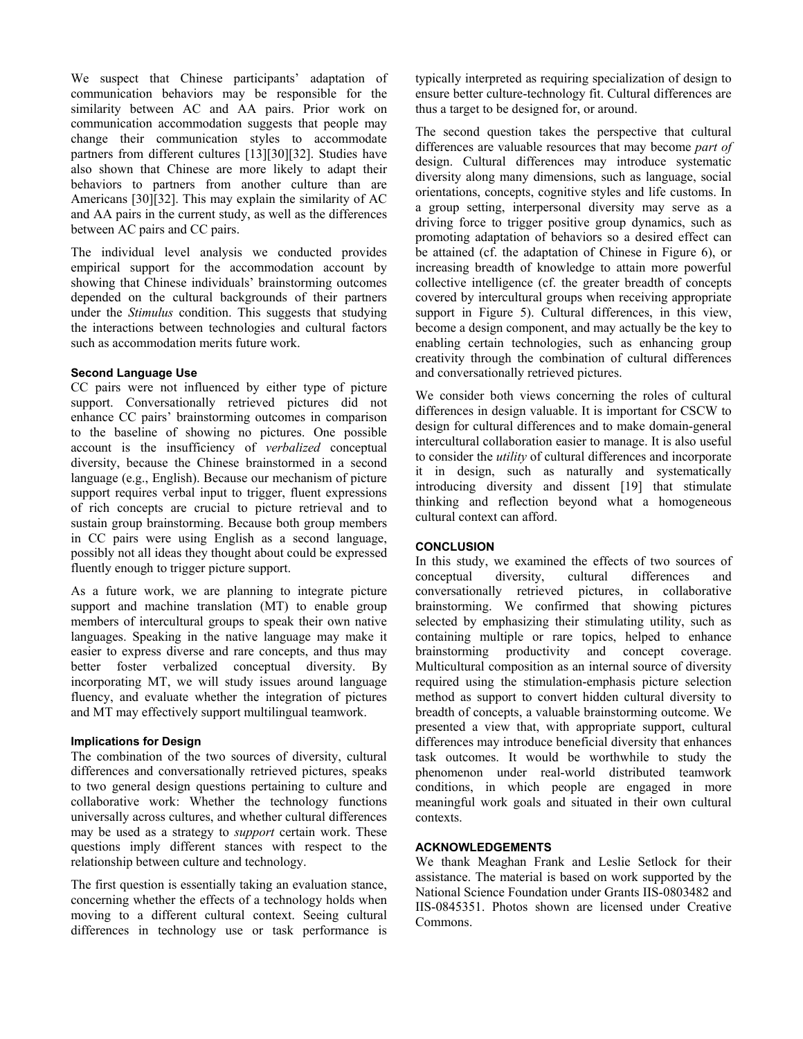We suspect that Chinese participants' adaptation of communication behaviors may be responsible for the similarity between AC and AA pairs. Prior work on communication accommodation suggests that people may change their communication styles to accommodate partners from different cultures [13][30][32]. Studies have also shown that Chinese are more likely to adapt their behaviors to partners from another culture than are Americans [30][32]. This may explain the similarity of AC and AA pairs in the current study, as well as the differences between AC pairs and CC pairs.

The individual level analysis we conducted provides empirical support for the accommodation account by showing that Chinese individuals' brainstorming outcomes depended on the cultural backgrounds of their partners under the *Stimulus* condition. This suggests that studying the interactions between technologies and cultural factors such as accommodation merits future work.

#### Second Language Use

CC pairs were not influenced by either type of picture support. Conversationally retrieved pictures did not enhance CC pairs' brainstorming outcomes in comparison to the baseline of showing no pictures. One possible account is the insufficiency of *verbalized* conceptual diversity, because the Chinese brainstormed in a second language (e.g., English). Because our mechanism of picture support requires verbal input to trigger, fluent expressions of rich concepts are crucial to picture retrieval and to sustain group brainstorming. Because both group members in CC pairs were using English as a second language, possibly not all ideas they thought about could be expressed fluently enough to trigger picture support.

As a future work, we are planning to integrate picture support and machine translation (MT) to enable group members of intercultural groups to speak their own native languages. Speaking in the native language may make it easier to express diverse and rare concepts, and thus may better foster verbalized conceptual diversity. By incorporating MT, we will study issues around language fluency, and evaluate whether the integration of pictures and MT may effectively support multilingual teamwork.

#### Implications for Design

The combination of the two sources of diversity, cultural differences and conversationally retrieved pictures, speaks to two general design questions pertaining to culture and collaborative work: Whether the technology functions universally across cultures, and whether cultural differences may be used as a strategy to *support* certain work. These questions imply different stances with respect to the relationship between culture and technology.

The first question is essentially taking an evaluation stance, concerning whether the effects of a technology holds when moving to a different cultural context. Seeing cultural differences in technology use or task performance is typically interpreted as requiring specialization of design to ensure better culture-technology fit. Cultural differences are thus a target to be designed for, or around.

The second question takes the perspective that cultural differences are valuable resources that may become *part of* design. Cultural differences may introduce systematic diversity along many dimensions, such as language, social orientations, concepts, cognitive styles and life customs. In a group setting, interpersonal diversity may serve as a driving force to trigger positive group dynamics, such as promoting adaptation of behaviors so a desired effect can be attained (cf. the adaptation of Chinese in Figure 6), or increasing breadth of knowledge to attain more powerful collective intelligence (cf. the greater breadth of concepts covered by intercultural groups when receiving appropriate support in Figure 5). Cultural differences, in this view, become a design component, and may actually be the key to enabling certain technologies, such as enhancing group creativity through the combination of cultural differences and conversationally retrieved pictures.

We consider both views concerning the roles of cultural differences in design valuable. It is important for CSCW to design for cultural differences and to make domain-general intercultural collaboration easier to manage. It is also useful to consider the *utility* of cultural differences and incorporate it in design, such as naturally and systematically introducing diversity and dissent [19] that stimulate thinking and reflection beyond what a homogeneous cultural context can afford.

### CONCLUSION

In this study, we examined the effects of two sources of conceptual diversity, cultural differences and conversationally retrieved pictures, in collaborative brainstorming. We confirmed that showing pictures selected by emphasizing their stimulating utility, such as containing multiple or rare topics, helped to enhance brainstorming productivity and concept coverage. Multicultural composition as an internal source of diversity required using the stimulation-emphasis picture selection method as support to convert hidden cultural diversity to breadth of concepts, a valuable brainstorming outcome. We presented a view that, with appropriate support, cultural differences may introduce beneficial diversity that enhances task outcomes. It would be worthwhile to study the phenomenon under real-world distributed teamwork conditions, in which people are engaged in more meaningful work goals and situated in their own cultural contexts.

### ACKNOWLEDGEMENTS

We thank Meaghan Frank and Leslie Setlock for their assistance. The material is based on work supported by the National Science Foundation under Grants IIS-0803482 and IIS-0845351. Photos shown are licensed under Creative Commons.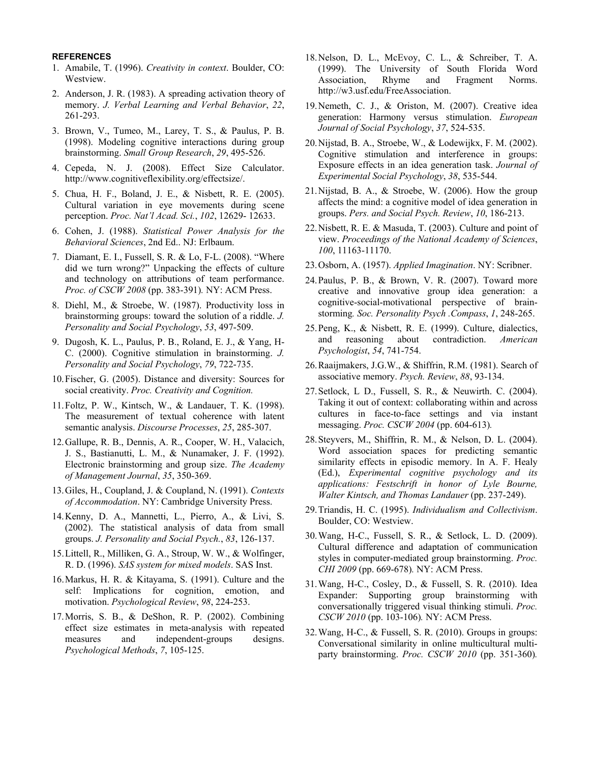**REFERENCES**

1. Amabile, T. (1996). *Creativity in context*. Boulder, CO: Westview.
2. Anderson, J. R. (1983). A spreading activation theory of memory. *J. Verbal Learning and Verbal Behavior*, *22*, 261-293.
3. Brown, V., Tumeo, M., Larey, T. S., & Paulus, P. B. (1998). Modeling cognitive interactions during group brainstorming. *Small Group Research*, *29*, 495-526.
4. Cepeda, N. J. (2008). Effect Size Calculator. http://www.cognitiveflexibility.org/effectsize/.
5. Chua, H. F., Boland, J. E., & Nisbett, R. E. (2005). Cultural variation in eye movements during scene perception. *Proc. Nat'l Acad. Sci.*, *102*, 12629- 12633.
6. Cohen, J. (1988). *Statistical Power Analysis for the Behavioral Sciences*, 2nd Ed.. NJ: Erlbaum.
7. Diamant, E. I., Fussell, S. R. & Lo, F-L. (2008). "Where did we turn wrong?" Unpacking the effects of culture and technology on attributions of team performance. *Proc. of CSCW 2008* (pp. 383-391)*.* NY: ACM Press.
8. Diehl, M., & Stroebe, W. (1987). Productivity loss in brainstorming groups: toward the solution of a riddle. *J. Personality and Social Psychology*, *53*, 497-509.
9. Dugosh, K. L., Paulus, P. B., Roland, E. J., & Yang, H-C. (2000). Cognitive stimulation in brainstorming. *J. Personality and Social Psychology*, *79*, 722-735.
10. Fischer, G. (2005). Distance and diversity: Sources for social creativity. *Proc. Creativity and Cognition.*
11. Foltz, P. W., Kintsch, W., & Landauer, T. K. (1998). The measurement of textual coherence with latent semantic analysis. *Discourse Processes*, *25*, 285-307.
12. Gallupe, R. B., Dennis, A. R., Cooper, W. H., Valacich, J. S., Bastianutti, L. M., & Nunamaker, J. F. (1992). Electronic brainstorming and group size. *The Academy of Management Journal*, *35*, 350-369.
13. Giles, H., Coupland, J. & Coupland, N. (1991). *Contexts of Accommodation*. NY: Cambridge University Press.
14. Kenny, D. A., Mannetti, L., Pierro, A., & Livi, S. (2002). The statistical analysis of data from small groups. *J. Personality and Social Psych.*, *83*, 126-137.
15. Littell, R., Milliken, G. A., Stroup, W. W., & Wolfinger, R. D. (1996). *SAS system for mixed models*. SAS Inst.
16. Markus, H. R. & Kitayama, S. (1991). Culture and the self: Implications for cognition, emotion, and motivation. *Psychological Review*, *98*, 224-253.
17. Morris, S. B., & DeShon, R. P. (2002). Combining effect size estimates in meta-analysis with repeated measures and independent-groups designs. *Psychological Methods*, *7*, 105-125.
18. Nelson, D. L., McEvoy, C. L., & Schreiber, T. A. (1999). The University of South Florida Word Association, Rhyme and Fragment Norms. http://w3.usf.edu/FreeAssociation.
19. Nemeth, C. J., & Oriston, M. (2007). Creative idea generation: Harmony versus stimulation. *European Journal of Social Psychology*, *37*, 524-535.
20. Nijstad, B. A., Stroebe, W., & Lodewijkx, F. M. (2002). Cognitive stimulation and interference in groups: Exposure effects in an idea generation task. *Journal of Experimental Social Psychology*, *38*, 535-544.
21. Nijstad, B. A., & Stroebe, W. (2006). How the group affects the mind: a cognitive model of idea generation in groups. *Pers. and Social Psych. Review*, *10*, 186-213.
22. Nisbett, R. E. & Masuda, T. (2003). Culture and point of view. *Proceedings of the National Academy of Sciences*, *100*, 11163-11170.
23. Osborn, A. (1957). *Applied Imagination*. NY: Scribner.
24. Paulus, P. B., & Brown, V. R. (2007). Toward more creative and innovative group idea generation: a cognitive-social-motivational perspective of brainstorming*. Soc. Personality Psych .Compass*, *1*, 248-265.
25. Peng, K., & Nisbett, R. E. (1999). Culture, dialectics, and reasoning about contradiction. *American Psychologist*, *54*, 741-754.
26. Raaijmakers, J.G.W., & Shiffrin, R.M. (1981). Search of associative memory. *Psych. Review*, *88*, 93-134.
27. Setlock, L D., Fussell, S. R., & Neuwirth. C. (2004). Taking it out of context: collaborating within and across cultures in face-to-face settings and via instant messaging. *Proc. CSCW 2004* (pp. 604-613)*.*
28. Steyvers, M., Shiffrin, R. M., & Nelson, D. L. (2004). Word association spaces for predicting semantic similarity effects in episodic memory. In A. F. Healy (Ed.), *Experimental cognitive psychology and its applications: Festschrift in honor of Lyle Bourne, Walter Kintsch, and Thomas Landauer* (pp. 237-249).
29. Triandis, H. C. (1995). *Individualism and Collectivism*. Boulder, CO: Westview.
30. Wang, H-C., Fussell, S. R., & Setlock, L. D. (2009). Cultural difference and adaptation of communication styles in computer-mediated group brainstorming. *Proc. CHI 2009* (pp. 669-678)*.* NY: ACM Press.
31. Wang, H-C., Cosley, D., & Fussell, S. R. (2010). Idea Expander: Supporting group brainstorming with conversationally triggered visual thinking stimuli. *Proc. CSCW 2010* (pp. 103-106)*.* NY: ACM Press.
32. Wang, H-C., & Fussell, S. R. (2010). Groups in groups: Conversational similarity in online multicultural multi-party brainstorming. *Proc. CSCW 2010* (pp. 351-360)*.*